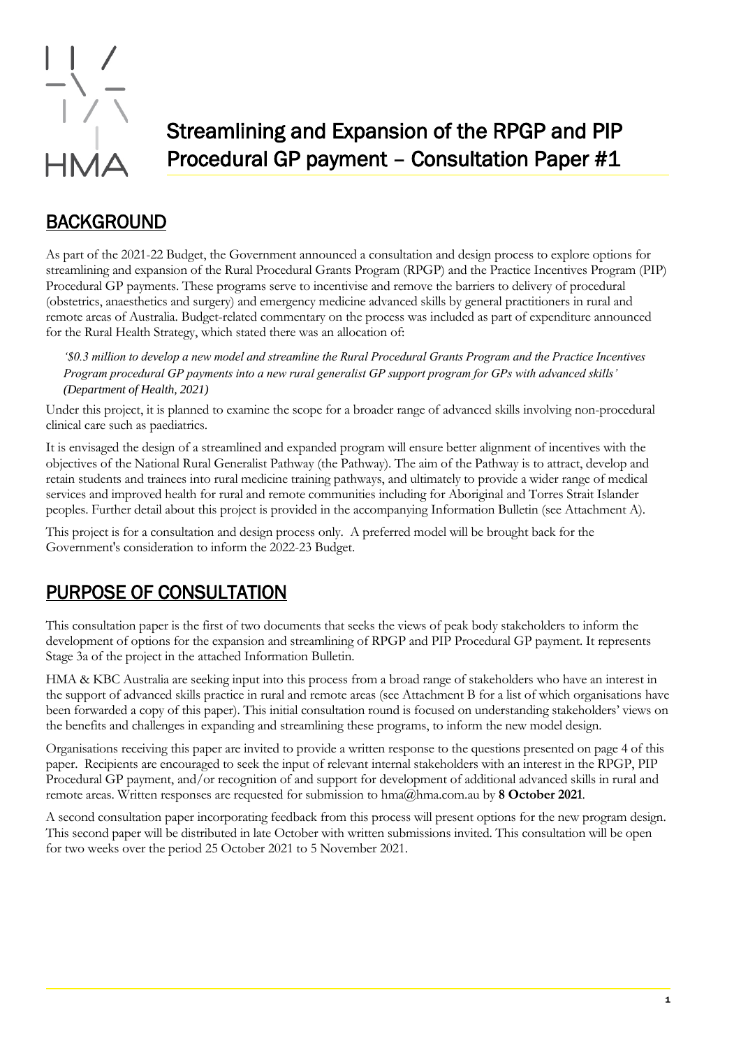# Streamlining and Expansion of the RPGP and PIP Procedural GP payment – Consultation Paper #1

## BACKGROUND

As part of the 2021-22 Budget, the Government announced a consultation and design process to explore options for streamlining and expansion of the Rural Procedural Grants Program (RPGP) and the Practice Incentives Program (PIP) Procedural GP payments. These programs serve to incentivise and remove the barriers to delivery of procedural (obstetrics, anaesthetics and surgery) and emergency medicine advanced skills by general practitioners in rural and remote areas of Australia. Budget-related commentary on the process was included as part of expenditure announced for the Rural Health Strategy, which stated there was an allocation of:

> *'$0.3 million to develop a new model and streamline the Rural Procedural Grants Program and the Practice Incentives Program procedural GP payments into a new rural generalist GP support program for GPs with advanced skills' (Department of Health, 2021)*

Under this project, it is planned to examine the scope for a broader range of advanced skills involving non-procedural clinical care such as paediatrics.

It is envisaged the design of a streamlined and expanded program will ensure better alignment of incentives with the objectives of the National Rural Generalist Pathway (the Pathway). The aim of the Pathway is to attract, develop and retain students and trainees into rural medicine training pathways, and ultimately to provide a wider range of medical services and improved health for rural and remote communities including for Aboriginal and Torres Strait Islander peoples. Further detail about this project is provided in the accompanying Information Bulletin (see Attachment A).

This project is for a consultation and design process only. A preferred model will be brought back for the Government's consideration to inform the 2022-23 Budget.

## PURPOSE OF CONSULTATION

This consultation paper is the first of two documents that seeks the views of peak body stakeholders to inform the development of options for the expansion and streamlining of RPGP and PIP Procedural GP payment. It represents Stage 3a of the project in the attached Information Bulletin.

HMA & KBC Australia are seeking input into this process from a broad range of stakeholders who have an interest in the support of advanced skills practice in rural and remote areas (see Attachment B for a list of which organisations have been forwarded a copy of this paper). This initial consultation round is focused on understanding stakeholders' views on the benefits and challenges in expanding and streamlining these programs, to inform the new model design.

Organisations receiving this paper are invited to provide a written response to the questions presented on page 4 of this paper. Recipients are encouraged to seek the input of relevant internal stakeholders with an interest in the RPGP, PIP Procedural GP payment, and/or recognition of and support for development of additional advanced skills in rural and remote areas. Written responses are requested for submission to hma@hma.com.au by **8 October 2021**.

A second consultation paper incorporating feedback from this process will present options for the new program design. This second paper will be distributed in late October with written submissions invited. This consultation will be open for two weeks over the period 25 October 2021 to 5 November 2021.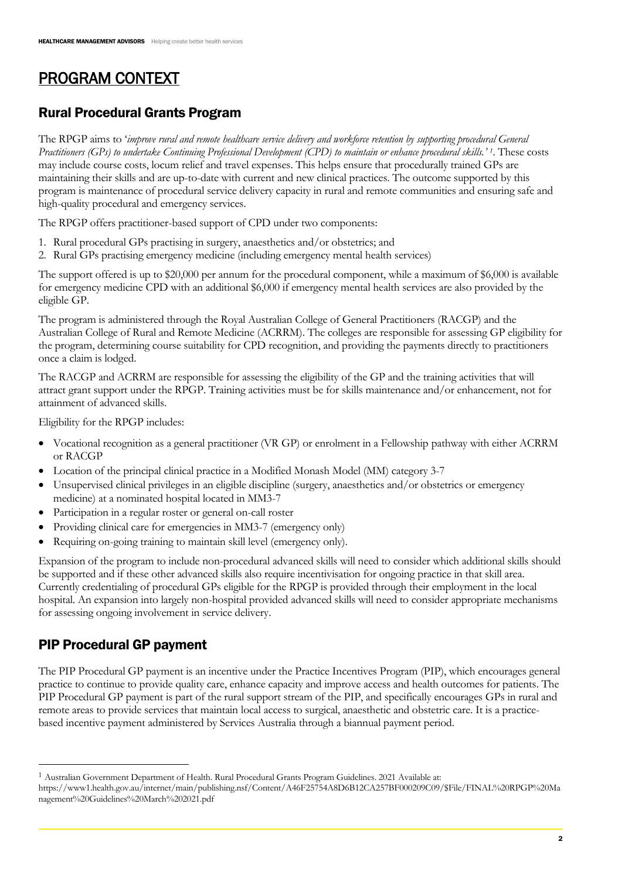# PROGRAM CONTEXT

## Rural Procedural Grants Program

The RPGP aims to '*improve rural and remote healthcare service delivery and workforce retention by supporting procedural General Practitioners (GPs) to undertake Continuing Professional Development (CPD) to maintain or enhance procedural skills.*'[1]. These costs may include course costs, locum relief and travel expenses. This helps ensure that procedurally trained GPs are maintaining their skills and are up-to-date with current and new clinical practices. The outcome supported by this program is maintenance of procedural service delivery capacity in rural and remote communities and ensuring safe and high-quality procedural and emergency services.

The RPGP offers practitioner-based support of CPD under two components:

1. Rural procedural GPs practising in surgery, anaesthetics and/or obstetrics; and
2. Rural GPs practising emergency medicine (including emergency mental health services)

The support offered is up to $20,000 per annum for the procedural component, while a maximum of $6,000 is available for emergency medicine CPD with an additional $6,000 if emergency mental health services are also provided by the eligible GP.

The program is administered through the Royal Australian College of General Practitioners (RACGP) and the Australian College of Rural and Remote Medicine (ACRRM). The colleges are responsible for assessing GP eligibility for the program, determining course suitability for CPD recognition, and providing the payments directly to practitioners once a claim is lodged.

The RACGP and ACRRM are responsible for assessing the eligibility of the GP and the training activities that will attract grant support under the RPGP. Training activities must be for skills maintenance and/or enhancement, not for attainment of advanced skills.

Eligibility for the RPGP includes:

- Vocational recognition as a general practitioner (VR GP) or enrolment in a Fellowship pathway with either ACRRM or RACGP
- Location of the principal clinical practice in a Modified Monash Model (MM) category 3-7
- Unsupervised clinical privileges in an eligible discipline (surgery, anaesthetics and/or obstetrics or emergency medicine) at a nominated hospital located in MM3-7
- Participation in a regular roster or general on-call roster
- Providing clinical care for emergencies in MM3-7 (emergency only)
- Requiring on-going training to maintain skill level (emergency only).

Expansion of the program to include non-procedural advanced skills will need to consider which additional skills should be supported and if these other advanced skills also require incentivisation for ongoing practice in that skill area. Currently credentialing of procedural GPs eligible for the RPGP is provided through their employment in the local hospital. An expansion into largely non-hospital provided advanced skills will need to consider appropriate mechanisms for assessing ongoing involvement in service delivery.

## PIP Procedural GP payment

The PIP Procedural GP payment is an incentive under the Practice Incentives Program (PIP), which encourages general practice to continue to provide quality care, enhance capacity and improve access and health outcomes for patients. The PIP Procedural GP payment is part of the rural support stream of the PIP, and specifically encourages GPs in rural and remote areas to provide services that maintain local access to surgical, anaesthetic and obstetric care. It is a practice-based incentive payment administered by Services Australia through a biannual payment period.

[1] Australian Government Department of Health. Rural Procedural Grants Program Guidelines. 2021 Available at: https://www1.health.gov.au/internet/main/publishing.nsf/Content/A46F25754A8D6B12CA257BF000209C09/$File/FINAL%20RPGP%20Management%20Guidelines%20March%202021.pdf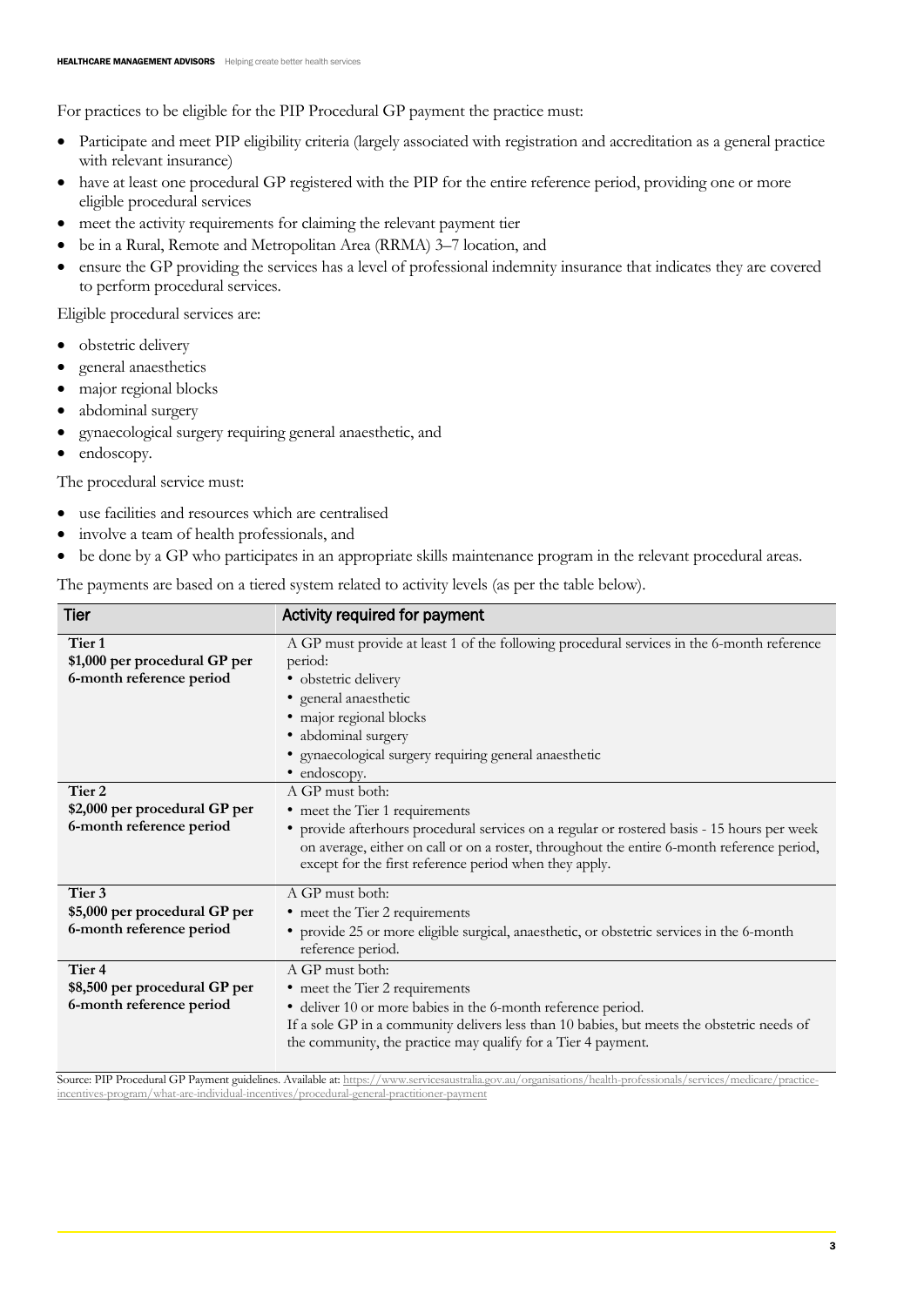For practices to be eligible for the PIP Procedural GP payment the practice must:

- Participate and meet PIP eligibility criteria (largely associated with registration and accreditation as a general practice with relevant insurance)
- have at least one procedural GP registered with the PIP for the entire reference period, providing one or more eligible procedural services
- meet the activity requirements for claiming the relevant payment tier
- be in a Rural, Remote and Metropolitan Area (RRMA) 3–7 location, and
- ensure the GP providing the services has a level of professional indemnity insurance that indicates they are covered to perform procedural services.

Eligible procedural services are:

- obstetric delivery
- general anaesthetics
- major regional blocks
- abdominal surgery
- gynaecological surgery requiring general anaesthetic, and
- endoscopy.

The procedural service must:

- use facilities and resources which are centralised
- involve a team of health professionals, and
- be done by a GP who participates in an appropriate skills maintenance program in the relevant procedural areas.

The payments are based on a tiered system related to activity levels (as per the table below).

| Tier | Activity required for payment |
| --- | --- |
| **Tier 1**<br>**$1,000 per procedural GP per 6-month reference period** | A GP must provide at least 1 of the following procedural services in the 6-month reference period:<br>• obstetric delivery<br>• general anaesthetic<br>• major regional blocks<br>• abdominal surgery<br>• gynaecological surgery requiring general anaesthetic<br>• endoscopy. |
| **Tier 2**<br>**$2,000 per procedural GP per 6-month reference period** | A GP must both:<br>• meet the Tier 1 requirements<br>• provide afterhours procedural services on a regular or rostered basis - 15 hours per week on average, either on call or on a roster, throughout the entire 6-month reference period, except for the first reference period when they apply. |
| **Tier 3**<br>**$5,000 per procedural GP per 6-month reference period** | A GP must both:<br>• meet the Tier 2 requirements<br>• provide 25 or more eligible surgical, anaesthetic, or obstetric services in the 6-month reference period. |
| **Tier 4**<br>**$8,500 per procedural GP per 6-month reference period** | A GP must both:<br>• meet the Tier 2 requirements<br>• deliver 10 or more babies in the 6-month reference period.<br>If a sole GP in a community delivers less than 10 babies, but meets the obstetric needs of the community, the practice may qualify for a Tier 4 payment. |

Source: PIP Procedural GP Payment guidelines. Available at: https://www.servicesaustralia.gov.au/organisations/health-professionals/services/medicare/practice-incentives-program/what-are-individual-incentives/procedural-general-practitioner-payment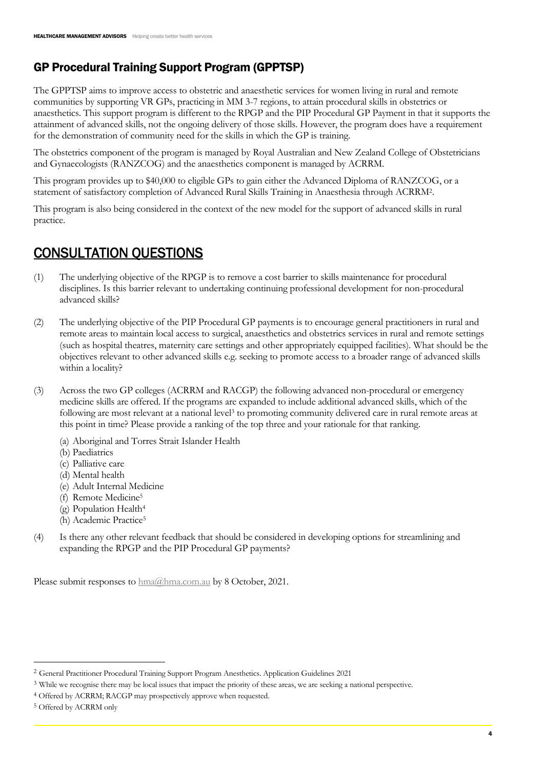## GP Procedural Training Support Program (GPPTSP)

The GPPTSP aims to improve access to obstetric and anaesthetic services for women living in rural and remote communities by supporting VR GPs, practicing in MM 3-7 regions, to attain procedural skills in obstetrics or anaesthetics. This support program is different to the RPGP and the PIP Procedural GP Payment in that it supports the attainment of advanced skills, not the ongoing delivery of those skills. However, the program does have a requirement for the demonstration of community need for the skills in which the GP is training.

The obstetrics component of the program is managed by Royal Australian and New Zealand College of Obstetricians and Gynaecologists (RANZCOG) and the anaesthetics component is managed by ACRRM.

This program provides up to $40,000 to eligible GPs to gain either the Advanced Diploma of RANZCOG, or a statement of satisfactory completion of Advanced Rural Skills Training in Anaesthesia through ACRRM[2].

This program is also being considered in the context of the new model for the support of advanced skills in rural practice.

# CONSULTATION QUESTIONS

(1) The underlying objective of the RPGP is to remove a cost barrier to skills maintenance for procedural disciplines. Is this barrier relevant to undertaking continuing professional development for non-procedural advanced skills?

(2) The underlying objective of the PIP Procedural GP payments is to encourage general practitioners in rural and remote areas to maintain local access to surgical, anaesthetics and obstetrics services in rural and remote settings (such as hospital theatres, maternity care settings and other appropriately equipped facilities). What should be the objectives relevant to other advanced skills e.g. seeking to promote access to a broader range of advanced skills within a locality?

(3) Across the two GP colleges (ACRRM and RACGP) the following advanced non-procedural or emergency medicine skills are offered. If the programs are expanded to include additional advanced skills, which of the following are most relevant at a national level[3] to promoting community delivered care in rural remote areas at this point in time? Please provide a ranking of the top three and your rationale for that ranking.

   (a) Aboriginal and Torres Strait Islander Health
   (b) Paediatrics
   (c) Palliative care
   (d) Mental health
   (e) Adult Internal Medicine
   (f) Remote Medicine[5]
   (g) Population Health[4]
   (h) Academic Practice[5]

(4) Is there any other relevant feedback that should be considered in developing options for streamlining and expanding the RPGP and the PIP Procedural GP payments?

Please submit responses to hma@hma.com.au by 8 October, 2021.

---

[2] General Practitioner Procedural Training Support Program Anesthetics. Application Guidelines 2021

[3] While we recognise there may be local issues that impact the priority of these areas, we are seeking a national perspective.

[4] Offered by ACRRM; RACGP may prospectively approve when requested.

[5] Offered by ACRRM only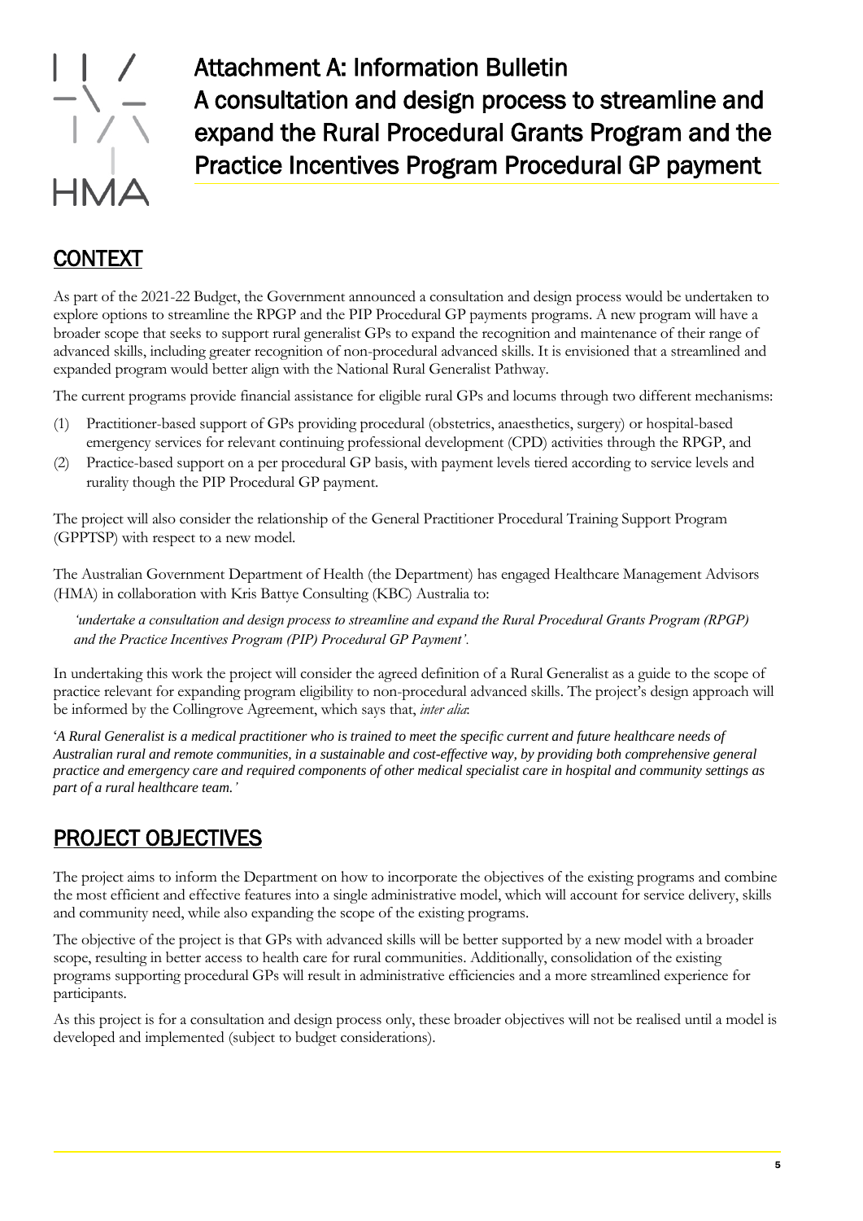# Attachment A: Information Bulletin
# A consultation and design process to streamline and expand the Rural Procedural Grants Program and the Practice Incentives Program Procedural GP payment

## CONTEXT

As part of the 2021-22 Budget, the Government announced a consultation and design process would be undertaken to explore options to streamline the RPGP and the PIP Procedural GP payments programs. A new program will have a broader scope that seeks to support rural generalist GPs to expand the recognition and maintenance of their range of advanced skills, including greater recognition of non-procedural advanced skills. It is envisioned that a streamlined and expanded program would better align with the National Rural Generalist Pathway.

The current programs provide financial assistance for eligible rural GPs and locums through two different mechanisms:

(1) Practitioner-based support of GPs providing procedural (obstetrics, anaesthetics, surgery) or hospital-based emergency services for relevant continuing professional development (CPD) activities through the RPGP, and
(2) Practice-based support on a per procedural GP basis, with payment levels tiered according to service levels and rurality though the PIP Procedural GP payment.

The project will also consider the relationship of the General Practitioner Procedural Training Support Program (GPPTSP) with respect to a new model.

The Australian Government Department of Health (the Department) has engaged Healthcare Management Advisors (HMA) in collaboration with Kris Battye Consulting (KBC) Australia to:

> *'undertake a consultation and design process to streamline and expand the Rural Procedural Grants Program (RPGP) and the Practice Incentives Program (PIP) Procedural GP Payment'.*

In undertaking this work the project will consider the agreed definition of a Rural Generalist as a guide to the scope of practice relevant for expanding program eligibility to non-procedural advanced skills. The project's design approach will be informed by the Collingrove Agreement, which says that, *inter alia*:

'*A Rural Generalist is a medical practitioner who is trained to meet the specific current and future healthcare needs of Australian rural and remote communities, in a sustainable and cost-effective way, by providing both comprehensive general practice and emergency care and required components of other medical specialist care in hospital and community settings as part of a rural healthcare team.*'

## PROJECT OBJECTIVES

The project aims to inform the Department on how to incorporate the objectives of the existing programs and combine the most efficient and effective features into a single administrative model, which will account for service delivery, skills and community need, while also expanding the scope of the existing programs.

The objective of the project is that GPs with advanced skills will be better supported by a new model with a broader scope, resulting in better access to health care for rural communities. Additionally, consolidation of the existing programs supporting procedural GPs will result in administrative efficiencies and a more streamlined experience for participants.

As this project is for a consultation and design process only, these broader objectives will not be realised until a model is developed and implemented (subject to budget considerations).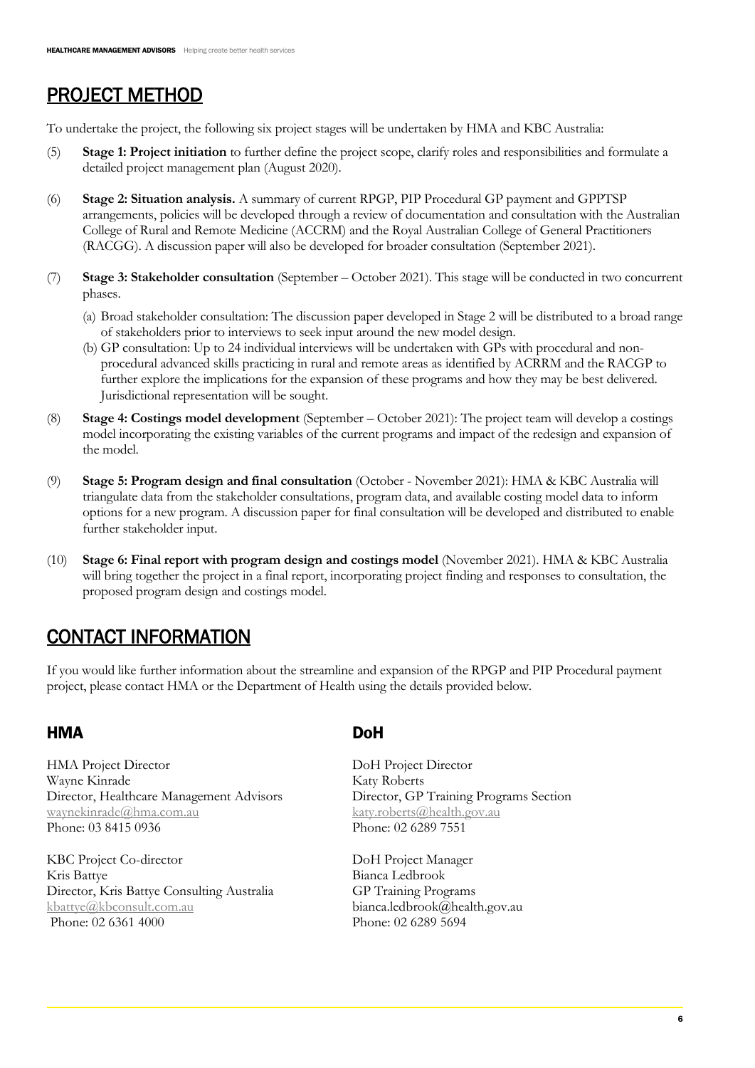## PROJECT METHOD

To undertake the project, the following six project stages will be undertaken by HMA and KBC Australia:

(5) **Stage 1: Project initiation** to further define the project scope, clarify roles and responsibilities and formulate a detailed project management plan (August 2020).

(6) **Stage 2: Situation analysis.** A summary of current RPGP, PIP Procedural GP payment and GPPTSP arrangements, policies will be developed through a review of documentation and consultation with the Australian College of Rural and Remote Medicine (ACCRM) and the Royal Australian College of General Practitioners (RACGG). A discussion paper will also be developed for broader consultation (September 2021).

(7) **Stage 3: Stakeholder consultation** (September – October 2021). This stage will be conducted in two concurrent phases.

   (a) Broad stakeholder consultation: The discussion paper developed in Stage 2 will be distributed to a broad range of stakeholders prior to interviews to seek input around the new model design.

   (b) GP consultation: Up to 24 individual interviews will be undertaken with GPs with procedural and non-procedural advanced skills practicing in rural and remote areas as identified by ACRRM and the RACGP to further explore the implications for the expansion of these programs and how they may be best delivered. Jurisdictional representation will be sought.

(8) **Stage 4: Costings model development** (September – October 2021): The project team will develop a costings model incorporating the existing variables of the current programs and impact of the redesign and expansion of the model.

(9) **Stage 5: Program design and final consultation** (October - November 2021): HMA & KBC Australia will triangulate data from the stakeholder consultations, program data, and available costing model data to inform options for a new program. A discussion paper for final consultation will be developed and distributed to enable further stakeholder input.

(10) **Stage 6: Final report with program design and costings model** (November 2021). HMA & KBC Australia will bring together the project in a final report, incorporating project finding and responses to consultation, the proposed program design and costings model.

## CONTACT INFORMATION

If you would like further information about the streamline and expansion of the RPGP and PIP Procedural payment project, please contact HMA or the Department of Health using the details provided below.

### HMA

HMA Project Director
Wayne Kinrade
Director, Healthcare Management Advisors
waynekinrade@hma.com.au
Phone: 03 8415 0936

KBC Project Co-director
Kris Battye
Director, Kris Battye Consulting Australia
kbattye@kbconsult.com.au
Phone: 02 6361 4000

### DoH

DoH Project Director
Katy Roberts
Director, GP Training Programs Section
katy.roberts@health.gov.au
Phone: 02 6289 7551

DoH Project Manager
Bianca Ledbrook
GP Training Programs
bianca.ledbrook@health.gov.au
Phone: 02 6289 5694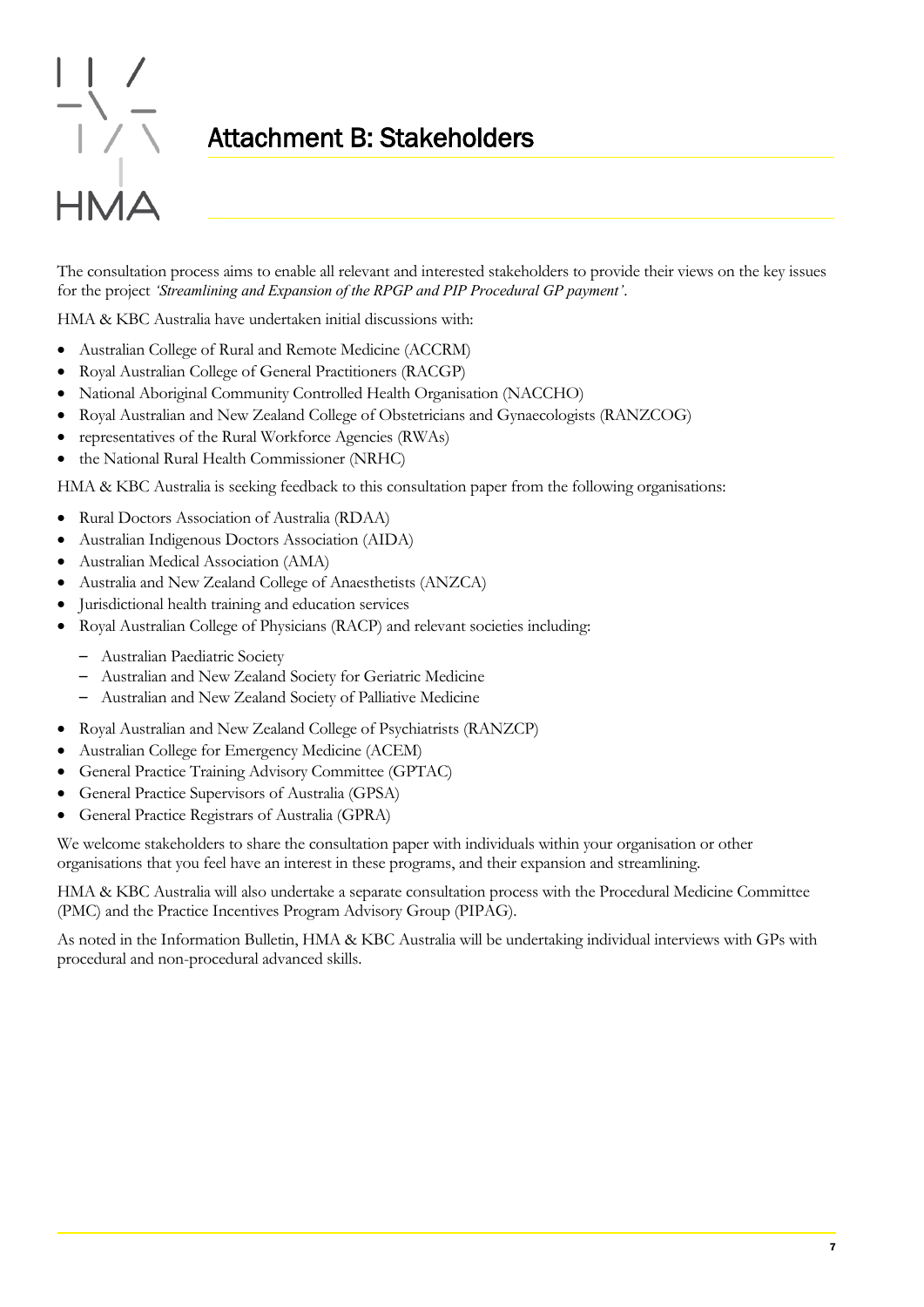# Attachment B: Stakeholders

The consultation process aims to enable all relevant and interested stakeholders to provide their views on the key issues for the project *'Streamlining and Expansion of the RPGP and PIP Procedural GP payment'*.

HMA & KBC Australia have undertaken initial discussions with:

- Australian College of Rural and Remote Medicine (ACCRM)
- Royal Australian College of General Practitioners (RACGP)
- National Aboriginal Community Controlled Health Organisation (NACCHO)
- Royal Australian and New Zealand College of Obstetricians and Gynaecologists (RANZCOG)
- representatives of the Rural Workforce Agencies (RWAs)
- the National Rural Health Commissioner (NRHC)

HMA & KBC Australia is seeking feedback to this consultation paper from the following organisations:

- Rural Doctors Association of Australia (RDAA)
- Australian Indigenous Doctors Association (AIDA)
- Australian Medical Association (AMA)
- Australia and New Zealand College of Anaesthetists (ANZCA)
- Jurisdictional health training and education services
- Royal Australian College of Physicians (RACP) and relevant societies including:
  - Australian Paediatric Society
  - Australian and New Zealand Society for Geriatric Medicine
  - Australian and New Zealand Society of Palliative Medicine
- Royal Australian and New Zealand College of Psychiatrists (RANZCP)
- Australian College for Emergency Medicine (ACEM)
- General Practice Training Advisory Committee (GPTAC)
- General Practice Supervisors of Australia (GPSA)
- General Practice Registrars of Australia (GPRA)

We welcome stakeholders to share the consultation paper with individuals within your organisation or other organisations that you feel have an interest in these programs, and their expansion and streamlining.

HMA & KBC Australia will also undertake a separate consultation process with the Procedural Medicine Committee (PMC) and the Practice Incentives Program Advisory Group (PIPAG).

As noted in the Information Bulletin, HMA & KBC Australia will be undertaking individual interviews with GPs with procedural and non-procedural advanced skills.